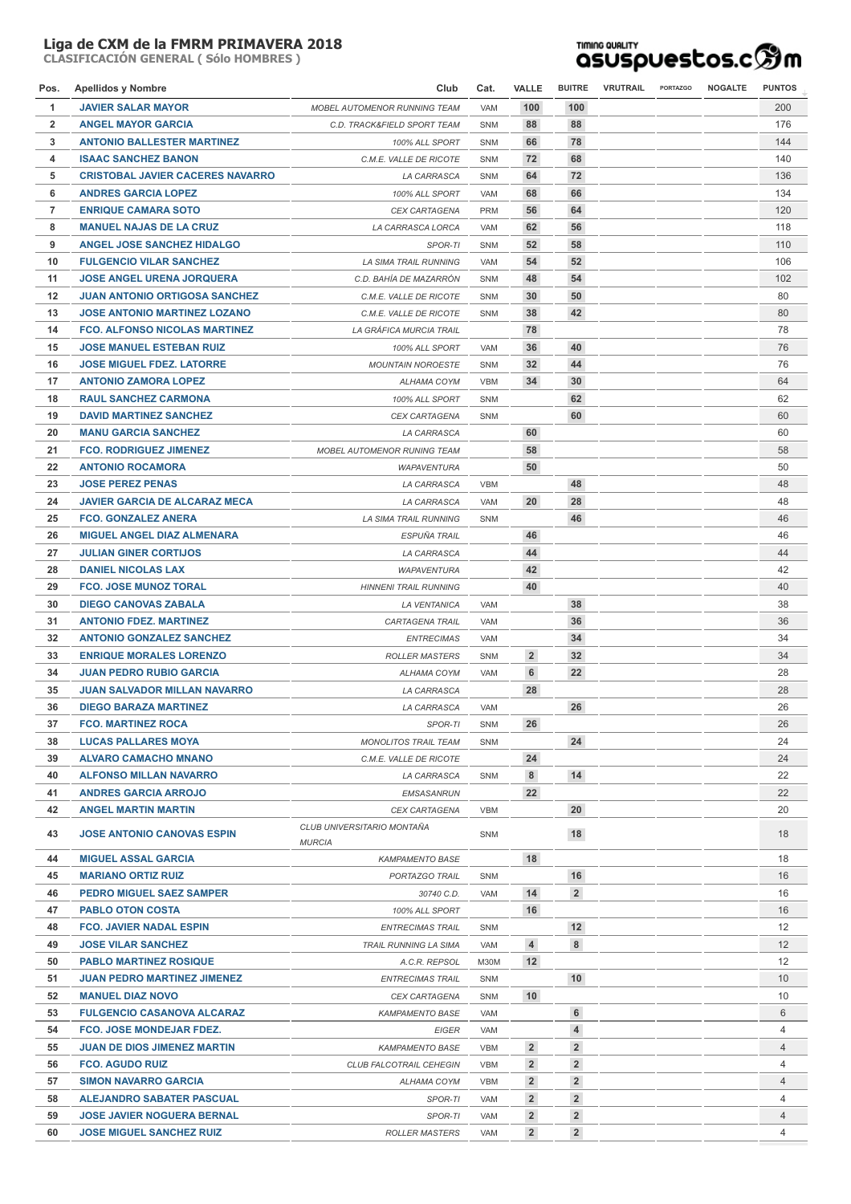# Liga de CXM de la FMRM PRIMAVERA 2018

**CLASIFICACIÓN GENERAL ( Sólo HOMBRES )**

| Pos. | Apellidos y Nombre | Club | Cat. | VALLE | BUITRE | VRUTRAIL | PORTAZGO | NOGALTE | PUNTOS |
|---|---|---|---|---|---|---|---|---|---|
| 1 | JAVIER SALAR MAYOR | MOBEL AUTOMENOR RUNNING TEAM | VAM | 100 | 100 | | | | 200 |
| 2 | ANGEL MAYOR GARCIA | C.D. TRACK&FIELD SPORT TEAM | SNM | 88 | 88 | | | | 176 |
| 3 | ANTONIO BALLESTER MARTINEZ | 100% ALL SPORT | SNM | 66 | 78 | | | | 144 |
| 4 | ISAAC SANCHEZ BANON | C.M.E. VALLE DE RICOTE | SNM | 72 | 68 | | | | 140 |
| 5 | CRISTOBAL JAVIER CACERES NAVARRO | LA CARRASCA | SNM | 64 | 72 | | | | 136 |
| 6 | ANDRES GARCIA LOPEZ | 100% ALL SPORT | VAM | 68 | 66 | | | | 134 |
| 7 | ENRIQUE CAMARA SOTO | CEX CARTAGENA | PRM | 56 | 64 | | | | 120 |
| 8 | MANUEL NAJAS DE LA CRUZ | LA CARRASCA LORCA | VAM | 62 | 56 | | | | 118 |
| 9 | ANGEL JOSE SANCHEZ HIDALGO | SPOR-TI | SNM | 52 | 58 | | | | 110 |
| 10 | FULGENCIO VILAR SANCHEZ | LA SIMA TRAIL RUNNING | VAM | 54 | 52 | | | | 106 |
| 11 | JOSE ANGEL URENA JORQUERA | C.D. BAHÍA DE MAZARRÓN | SNM | 48 | 54 | | | | 102 |
| 12 | JUAN ANTONIO ORTIGOSA SANCHEZ | C.M.E. VALLE DE RICOTE | SNM | 30 | 50 | | | | 80 |
| 13 | JOSE ANTONIO MARTINEZ LOZANO | C.M.E. VALLE DE RICOTE | SNM | 38 | 42 | | | | 80 |
| 14 | FCO. ALFONSO NICOLAS MARTINEZ | LA GRÁFICA MURCIA TRAIL | | 78 | | | | | 78 |
| 15 | JOSE MANUEL ESTEBAN RUIZ | 100% ALL SPORT | VAM | 36 | 40 | | | | 76 |
| 16 | JOSE MIGUEL FDEZ. LATORRE | MOUNTAIN NOROESTE | SNM | 32 | 44 | | | | 76 |
| 17 | ANTONIO ZAMORA LOPEZ | ALHAMA COYM | VBM | 34 | 30 | | | | 64 |
| 18 | RAUL SANCHEZ CARMONA | 100% ALL SPORT | SNM | | 62 | | | | 62 |
| 19 | DAVID MARTINEZ SANCHEZ | CEX CARTAGENA | SNM | | 60 | | | | 60 |
| 20 | MANU GARCIA SANCHEZ | LA CARRASCA | | 60 | | | | | 60 |
| 21 | FCO. RODRIGUEZ JIMENEZ | MOBEL AUTOMENOR RUNING TEAM | | 58 | | | | | 58 |
| 22 | ANTONIO ROCAMORA | WAPAVENTURA | | 50 | | | | | 50 |
| 23 | JOSE PEREZ PENAS | LA CARRASCA | VBM | | 48 | | | | 48 |
| 24 | JAVIER GARCIA DE ALCARAZ MECA | LA CARRASCA | VAM | 20 | 28 | | | | 48 |
| 25 | FCO. GONZALEZ ANERA | LA SIMA TRAIL RUNNING | SNM | | 46 | | | | 46 |
| 26 | MIGUEL ANGEL DIAZ ALMENARA | ESPUÑA TRAIL | | 46 | | | | | 46 |
| 27 | JULIAN GINER CORTIJOS | LA CARRASCA | | 44 | | | | | 44 |
| 28 | DANIEL NICOLAS LAX | WAPAVENTURA | | 42 | | | | | 42 |
| 29 | FCO. JOSE MUNOZ TORAL | HINNENI TRAIL RUNNING | | 40 | | | | | 40 |
| 30 | DIEGO CANOVAS ZABALA | LA VENTANICA | VAM | | 38 | | | | 38 |
| 31 | ANTONIO FDEZ. MARTINEZ | CARTAGENA TRAIL | VAM | | 36 | | | | 36 |
| 32 | ANTONIO GONZALEZ SANCHEZ | ENTRECIMAS | VAM | | 34 | | | | 34 |
| 33 | ENRIQUE MORALES LORENZO | ROLLER MASTERS | SNM | 2 | 32 | | | | 34 |
| 34 | JUAN PEDRO RUBIO GARCIA | ALHAMA COYM | VAM | 6 | 22 | | | | 28 |
| 35 | JUAN SALVADOR MILLAN NAVARRO | LA CARRASCA | | 28 | | | | | 28 |
| 36 | DIEGO BARAZA MARTINEZ | LA CARRASCA | VAM | | 26 | | | | 26 |
| 37 | FCO. MARTINEZ ROCA | SPOR-TI | SNM | 26 | | | | | 26 |
| 38 | LUCAS PALLARES MOYA | MONOLITOS TRAIL TEAM | SNM | | 24 | | | | 24 |
| 39 | ALVARO CAMACHO MNANO | C.M.E. VALLE DE RICOTE | | 24 | | | | | 24 |
| 40 | ALFONSO MILLAN NAVARRO | LA CARRASCA | SNM | 8 | 14 | | | | 22 |
| 41 | ANDRES GARCIA ARROJO | EMSASANRUN | | 22 | | | | | 22 |
| 42 | ANGEL MARTIN MARTIN | CEX CARTAGENA | VBM | | 20 | | | | 20 |
| 43 | JOSE ANTONIO CANOVAS ESPIN | CLUB UNIVERSITARIO MONTAÑA MURCIA | SNM | | 18 | | | | 18 |
| 44 | MIGUEL ASSAL GARCIA | KAMPAMENTO BASE | | 18 | | | | | 18 |
| 45 | MARIANO ORTIZ RUIZ | PORTAZGO TRAIL | SNM | | 16 | | | | 16 |
| 46 | PEDRO MIGUEL SAEZ SAMPER | 30740 C.D. | VAM | 14 | 2 | | | | 16 |
| 47 | PABLO OTON COSTA | 100% ALL SPORT | | 16 | | | | | 16 |
| 48 | FCO. JAVIER NADAL ESPIN | ENTRECIMAS TRAIL | SNM | | 12 | | | | 12 |
| 49 | JOSE VILAR SANCHEZ | TRAIL RUNNING LA SIMA | VAM | 4 | 8 | | | | 12 |
| 50 | PABLO MARTINEZ ROSIQUE | A.C.R. REPSOL | M30M | 12 | | | | | 12 |
| 51 | JUAN PEDRO MARTINEZ JIMENEZ | ENTRECIMAS TRAIL | SNM | | 10 | | | | 10 |
| 52 | MANUEL DIAZ NOVO | CEX CARTAGENA | SNM | 10 | | | | | 10 |
| 53 | FULGENCIO CASANOVA ALCARAZ | KAMPAMENTO BASE | VAM | | 6 | | | | 6 |
| 54 | FCO. JOSE MONDEJAR FDEZ. | EIGER | VAM | | 4 | | | | 4 |
| 55 | JUAN DE DIOS JIMENEZ MARTIN | KAMPAMENTO BASE | VBM | 2 | 2 | | | | 4 |
| 56 | FCO. AGUDO RUIZ | CLUB FALCOTRAIL CEHEGIN | VBM | 2 | 2 | | | | 4 |
| 57 | SIMON NAVARRO GARCIA | ALHAMA COYM | VBM | 2 | 2 | | | | 4 |
| 58 | ALEJANDRO SABATER PASCUAL | SPOR-TI | VAM | 2 | 2 | | | | 4 |
| 59 | JOSE JAVIER NOGUERA BERNAL | SPOR-TI | VAM | 2 | 2 | | | | 4 |
| 60 | JOSE MIGUEL SANCHEZ RUIZ | ROLLER MASTERS | VAM | 2 | 2 | | | | 4 |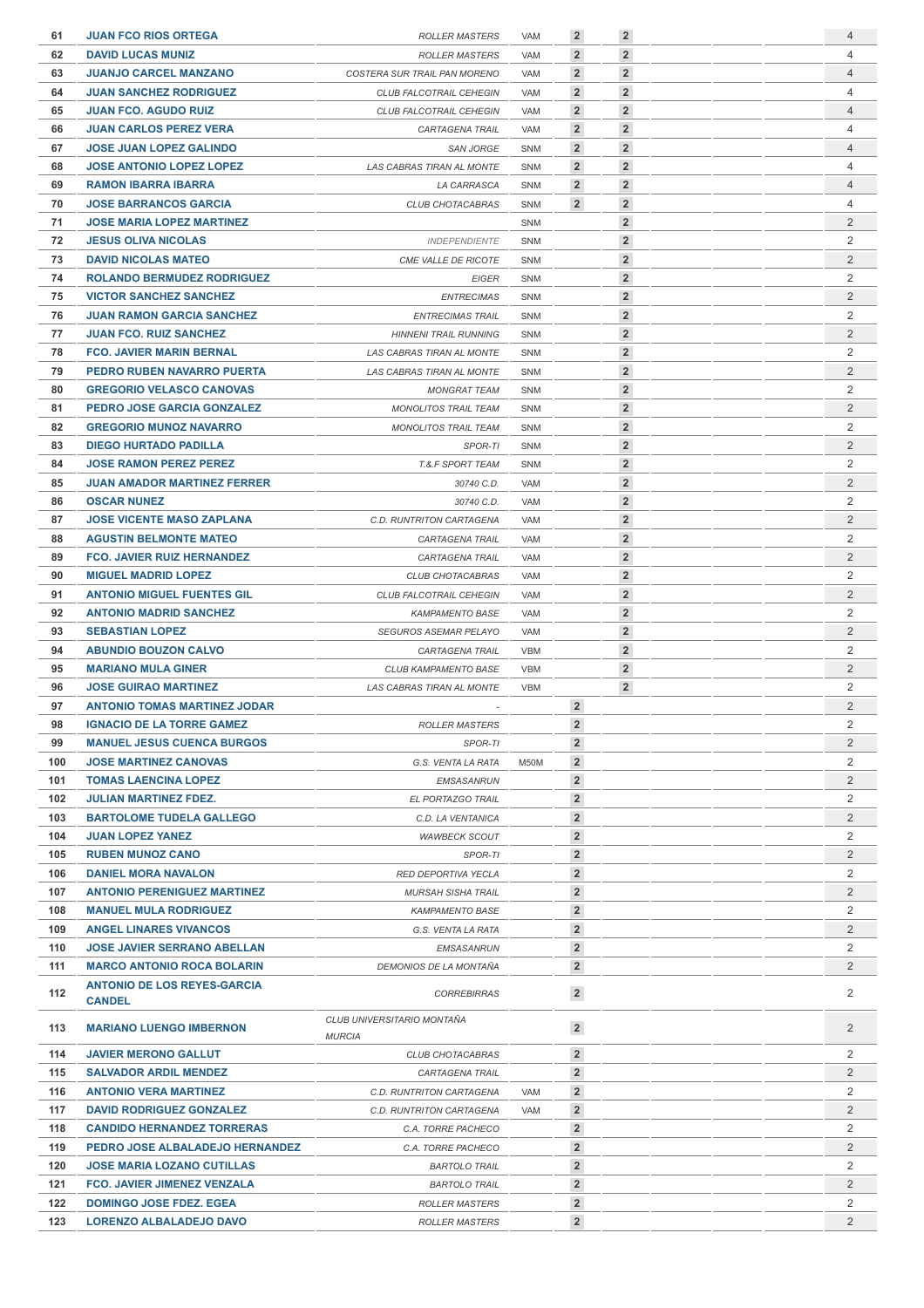| | | | | | | | | |
|---|---|---|---|---|---|---|---|---|
| 61 | JUAN FCO RIOS ORTEGA | ROLLER MASTERS | VAM | 2 | 2 | | | 4 |
| 62 | DAVID LUCAS MUNIZ | ROLLER MASTERS | VAM | 2 | 2 | | | 4 |
| 63 | JUANJO CARCEL MANZANO | COSTERA SUR TRAIL PAN MORENO | VAM | 2 | 2 | | | 4 |
| 64 | JUAN SANCHEZ RODRIGUEZ | CLUB FALCOTRAIL CEHEGIN | VAM | 2 | 2 | | | 4 |
| 65 | JUAN FCO. AGUDO RUIZ | CLUB FALCOTRAIL CEHEGIN | VAM | 2 | 2 | | | 4 |
| 66 | JUAN CARLOS PEREZ VERA | CARTAGENA TRAIL | VAM | 2 | 2 | | | 4 |
| 67 | JOSE JUAN LOPEZ GALINDO | SAN JORGE | SNM | 2 | 2 | | | 4 |
| 68 | JOSE ANTONIO LOPEZ LOPEZ | LAS CABRAS TIRAN AL MONTE | SNM | 2 | 2 | | | 4 |
| 69 | RAMON IBARRA IBARRA | LA CARRASCA | SNM | 2 | 2 | | | 4 |
| 70 | JOSE BARRANCOS GARCIA | CLUB CHOTACABRAS | SNM | 2 | 2 | | | 4 |
| 71 | JOSE MARIA LOPEZ MARTINEZ | | SNM | | 2 | | | 2 |
| 72 | JESUS OLIVA NICOLAS | INDEPENDIENTE | SNM | | 2 | | | 2 |
| 73 | DAVID NICOLAS MATEO | CME VALLE DE RICOTE | SNM | | 2 | | | 2 |
| 74 | ROLANDO BERMUDEZ RODRIGUEZ | EIGER | SNM | | 2 | | | 2 |
| 75 | VICTOR SANCHEZ SANCHEZ | ENTRECIMAS | SNM | | 2 | | | 2 |
| 76 | JUAN RAMON GARCIA SANCHEZ | ENTRECIMAS TRAIL | SNM | | 2 | | | 2 |
| 77 | JUAN FCO. RUIZ SANCHEZ | HINNENI TRAIL RUNNING | SNM | | 2 | | | 2 |
| 78 | FCO. JAVIER MARIN BERNAL | LAS CABRAS TIRAN AL MONTE | SNM | | 2 | | | 2 |
| 79 | PEDRO RUBEN NAVARRO PUERTA | LAS CABRAS TIRAN AL MONTE | SNM | | 2 | | | 2 |
| 80 | GREGORIO VELASCO CANOVAS | MONGRAT TEAM | SNM | | 2 | | | 2 |
| 81 | PEDRO JOSE GARCIA GONZALEZ | MONOLITOS TRAIL TEAM | SNM | | 2 | | | 2 |
| 82 | GREGORIO MUNOZ NAVARRO | MONOLITOS TRAIL TEAM | SNM | | 2 | | | 2 |
| 83 | DIEGO HURTADO PADILLA | SPOR-TI | SNM | | 2 | | | 2 |
| 84 | JOSE RAMON PEREZ PEREZ | T.&.F SPORT TEAM | SNM | | 2 | | | 2 |
| 85 | JUAN AMADOR MARTINEZ FERRER | 30740 C.D. | VAM | | 2 | | | 2 |
| 86 | OSCAR NUNEZ | 30740 C.D. | VAM | | 2 | | | 2 |
| 87 | JOSE VICENTE MASO ZAPLANA | C.D. RUNTRITON CARTAGENA | VAM | | 2 | | | 2 |
| 88 | AGUSTIN BELMONTE MATEO | CARTAGENA TRAIL | VAM | | 2 | | | 2 |
| 89 | FCO. JAVIER RUIZ HERNANDEZ | CARTAGENA TRAIL | VAM | | 2 | | | 2 |
| 90 | MIGUEL MADRID LOPEZ | CLUB CHOTACABRAS | VAM | | 2 | | | 2 |
| 91 | ANTONIO MIGUEL FUENTES GIL | CLUB FALCOTRAIL CEHEGIN | VAM | | 2 | | | 2 |
| 92 | ANTONIO MADRID SANCHEZ | KAMPAMENTO BASE | VAM | | 2 | | | 2 |
| 93 | SEBASTIAN LOPEZ | SEGUROS ASEMAR PELAYO | VAM | | 2 | | | 2 |
| 94 | ABUNDIO BOUZON CALVO | CARTAGENA TRAIL | VBM | | 2 | | | 2 |
| 95 | MARIANO MULA GINER | CLUB KAMPAMENTO BASE | VBM | | 2 | | | 2 |
| 96 | JOSE GUIRAO MARTINEZ | LAS CABRAS TIRAN AL MONTE | VBM | | 2 | | | 2 |
| 97 | ANTONIO TOMAS MARTINEZ JODAR | - | | 2 | | | | 2 |
| 98 | IGNACIO DE LA TORRE GAMEZ | ROLLER MASTERS | | 2 | | | | 2 |
| 99 | MANUEL JESUS CUENCA BURGOS | SPOR-TI | | 2 | | | | 2 |
| 100 | JOSE MARTINEZ CANOVAS | G.S. VENTA LA RATA | M50M | 2 | | | | 2 |
| 101 | TOMAS LAENCINA LOPEZ | EMSASANRUN | | 2 | | | | 2 |
| 102 | JULIAN MARTINEZ FDEZ. | EL PORTAZGO TRAIL | | 2 | | | | 2 |
| 103 | BARTOLOME TUDELA GALLEGO | C.D. LA VENTANICA | | 2 | | | | 2 |
| 104 | JUAN LOPEZ YANEZ | WAWBECK SCOUT | | 2 | | | | 2 |
| 105 | RUBEN MUNOZ CANO | SPOR-TI | | 2 | | | | 2 |
| 106 | DANIEL MORA NAVALON | RED DEPORTIVA YECLA | | 2 | | | | 2 |
| 107 | ANTONIO PERENIGUEZ MARTINEZ | MURSAH SISHA TRAIL | | 2 | | | | 2 |
| 108 | MANUEL MULA RODRIGUEZ | KAMPAMENTO BASE | | 2 | | | | 2 |
| 109 | ANGEL LINARES VIVANCOS | G.S. VENTA LA RATA | | 2 | | | | 2 |
| 110 | JOSE JAVIER SERRANO ABELLAN | EMSASANRUN | | 2 | | | | 2 |
| 111 | MARCO ANTONIO ROCA BOLARIN | DEMONIOS DE LA MONTAÑA | | 2 | | | | 2 |
| 112 | ANTONIO DE LOS REYES-GARCIA CANDEL | CORREBIRRAS | | 2 | | | | 2 |
| 113 | MARIANO LUENGO IMBERNON | CLUB UNIVERSITARIO MONTAÑA MURCIA | | 2 | | | | 2 |
| 114 | JAVIER MERONO GALLUT | CLUB CHOTACABRAS | | 2 | | | | 2 |
| 115 | SALVADOR ARDIL MENDEZ | CARTAGENA TRAIL | | 2 | | | | 2 |
| 116 | ANTONIO VERA MARTINEZ | C.D. RUNTRITON CARTAGENA | VAM | 2 | | | | 2 |
| 117 | DAVID RODRIGUEZ GONZALEZ | C.D. RUNTRITON CARTAGENA | VAM | 2 | | | | 2 |
| 118 | CANDIDO HERNANDEZ TORRERAS | C.A. TORRE PACHECO | | 2 | | | | 2 |
| 119 | PEDRO JOSE ALBALADEJO HERNANDEZ | C.A. TORRE PACHECO | | 2 | | | | 2 |
| 120 | JOSE MARIA LOZANO CUTILLAS | BARTOLO TRAIL | | 2 | | | | 2 |
| 121 | FCO. JAVIER JIMENEZ VENZALA | BARTOLO TRAIL | | 2 | | | | 2 |
| 122 | DOMINGO JOSE FDEZ. EGEA | ROLLER MASTERS | | 2 | | | | 2 |
| 123 | LORENZO ALBALADEJO DAVO | ROLLER MASTERS | | 2 | | | | 2 |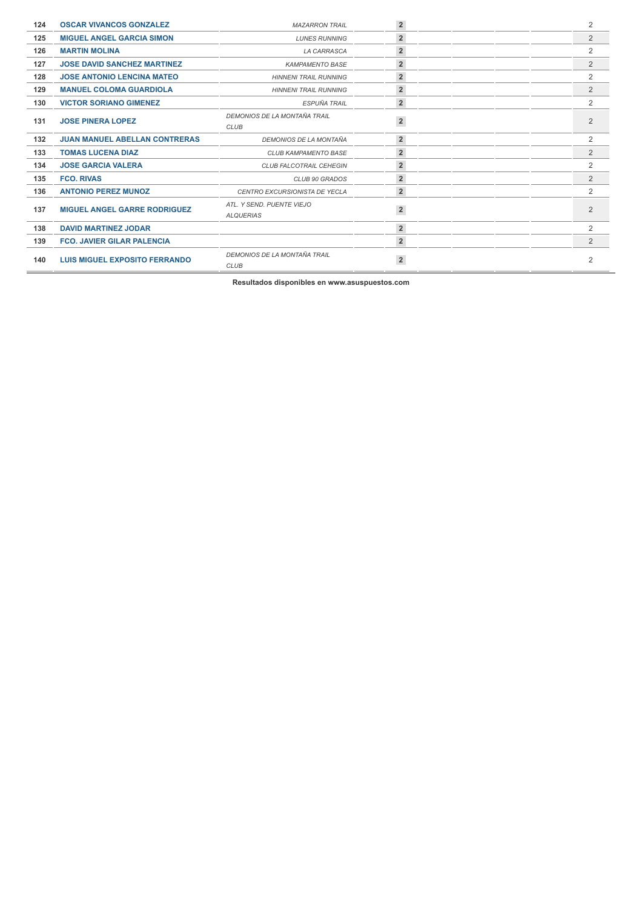| | | | | | | | |
|---|---|---|---|---|---|---|---|
| 124 | **OSCAR VIVANCOS GONZALEZ** | *MAZARRON TRAIL* | 2 | | | | 2 |
| 125 | **MIGUEL ANGEL GARCIA SIMON** | *LUNES RUNNING* | 2 | | | | 2 |
| 126 | **MARTIN MOLINA** | *LA CARRASCA* | 2 | | | | 2 |
| 127 | **JOSE DAVID SANCHEZ MARTINEZ** | *KAMPAMENTO BASE* | 2 | | | | 2 |
| 128 | **JOSE ANTONIO LENCINA MATEO** | *HINNENI TRAIL RUNNING* | 2 | | | | 2 |
| 129 | **MANUEL COLOMA GUARDIOLA** | *HINNENI TRAIL RUNNING* | 2 | | | | 2 |
| 130 | **VICTOR SORIANO GIMENEZ** | *ESPUÑA TRAIL* | 2 | | | | 2 |
| 131 | **JOSE PINERA LOPEZ** | *DEMONIOS DE LA MONTAÑA TRAIL CLUB* | 2 | | | | 2 |
| 132 | **JUAN MANUEL ABELLAN CONTRERAS** | *DEMONIOS DE LA MONTAÑA* | 2 | | | | 2 |
| 133 | **TOMAS LUCENA DIAZ** | *CLUB KAMPAMENTO BASE* | 2 | | | | 2 |
| 134 | **JOSE GARCIA VALERA** | *CLUB FALCOTRAIL CEHEGIN* | 2 | | | | 2 |
| 135 | **FCO. RIVAS** | *CLUB 90 GRADOS* | 2 | | | | 2 |
| 136 | **ANTONIO PEREZ MUNOZ** | *CENTRO EXCURSIONISTA DE YECLA* | 2 | | | | 2 |
| 137 | **MIGUEL ANGEL GARRE RODRIGUEZ** | *ATL. Y SEND. PUENTE VIEJO ALQUERIAS* | 2 | | | | 2 |
| 138 | **DAVID MARTINEZ JODAR** | | 2 | | | | 2 |
| 139 | **FCO. JAVIER GILAR PALENCIA** | | 2 | | | | 2 |
| 140 | **LUIS MIGUEL EXPOSITO FERRANDO** | *DEMONIOS DE LA MONTAÑA TRAIL CLUB* | 2 | | | | 2 |

**Resultados disponibles en www.asuspuestos.com**